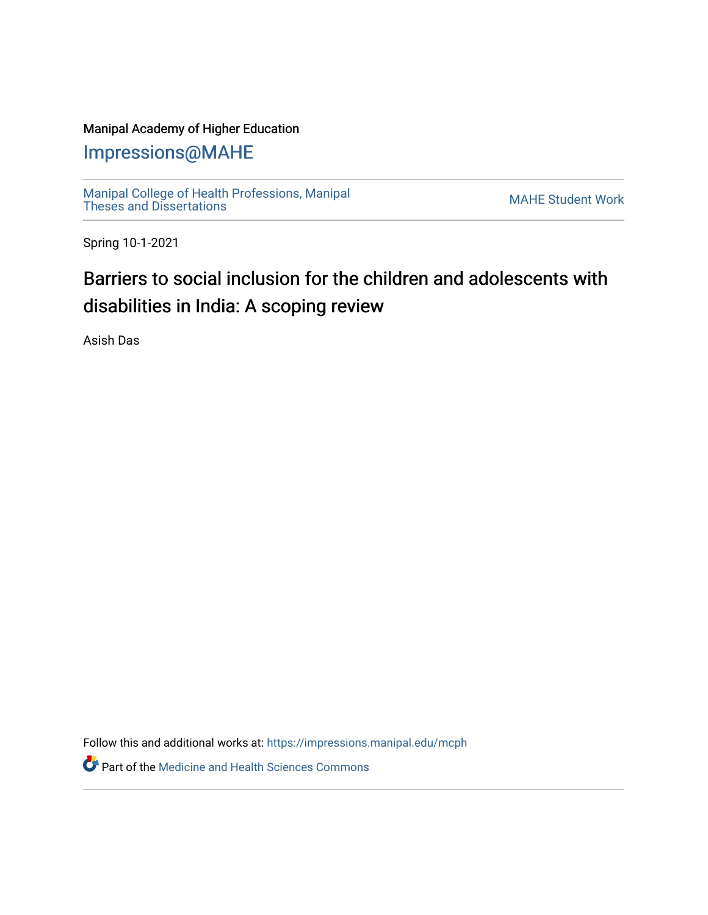Manipal Academy of Higher Education

# Impressions@MAHE

Manipal College of Health Professions, Manipal Theses and Dissertations

MAHE Student Work

Spring 10-1-2021

## Barriers to social inclusion for the children and adolescents with disabilities in India: A scoping review

Asish Das

Follow this and additional works at: https://impressions.manipal.edu/mcph

Part of the Medicine and Health Sciences Commons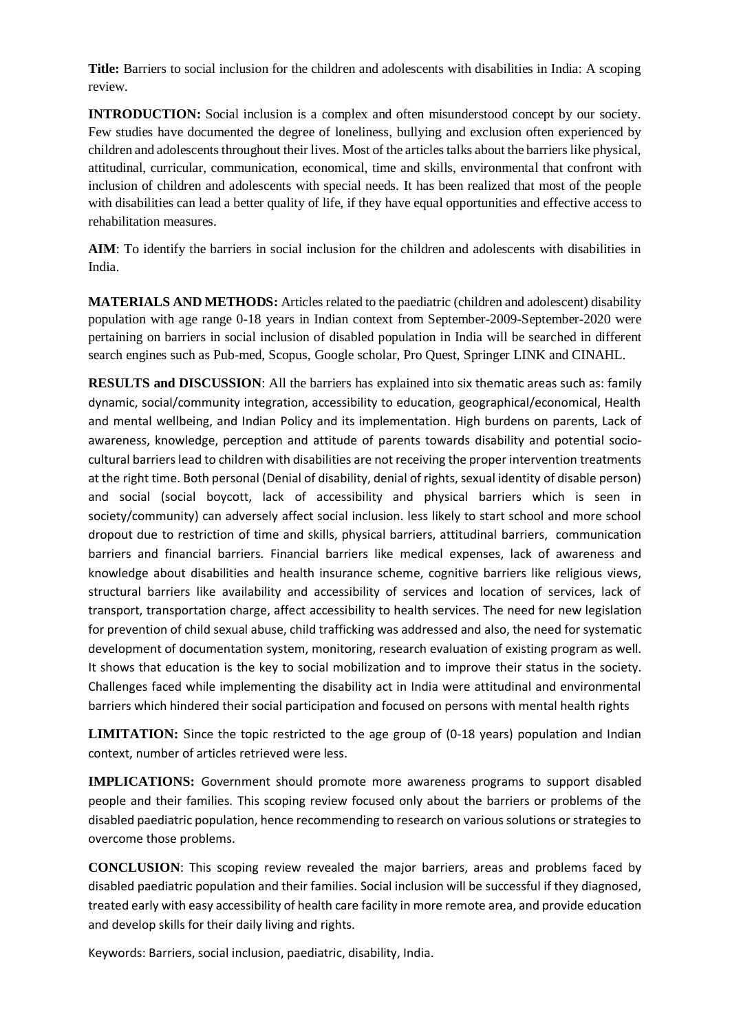**Title:** Barriers to social inclusion for the children and adolescents with disabilities in India: A scoping review.

**INTRODUCTION:** Social inclusion is a complex and often misunderstood concept by our society. Few studies have documented the degree of loneliness, bullying and exclusion often experienced by children and adolescents throughout their lives. Most of the articles talks about the barriers like physical, attitudinal, curricular, communication, economical, time and skills, environmental that confront with inclusion of children and adolescents with special needs. It has been realized that most of the people with disabilities can lead a better quality of life, if they have equal opportunities and effective access to rehabilitation measures.

**AIM**: To identify the barriers in social inclusion for the children and adolescents with disabilities in India.

**MATERIALS AND METHODS:** Articles related to the paediatric (children and adolescent) disability population with age range 0-18 years in Indian context from September-2009-September-2020 were pertaining on barriers in social inclusion of disabled population in India will be searched in different search engines such as Pub-med, Scopus, Google scholar, Pro Quest, Springer LINK and CINAHL.

**RESULTS and DISCUSSION**: All the barriers has explained into six thematic areas such as: family dynamic, social/community integration, accessibility to education, geographical/economical, Health and mental wellbeing, and Indian Policy and its implementation. High burdens on parents, Lack of awareness, knowledge, perception and attitude of parents towards disability and potential socio-cultural barriers lead to children with disabilities are not receiving the proper intervention treatments at the right time. Both personal (Denial of disability, denial of rights, sexual identity of disable person) and social (social boycott, lack of accessibility and physical barriers which is seen in society/community) can adversely affect social inclusion. less likely to start school and more school dropout due to restriction of time and skills, physical barriers, attitudinal barriers, communication barriers and financial barriers. Financial barriers like medical expenses, lack of awareness and knowledge about disabilities and health insurance scheme, cognitive barriers like religious views, structural barriers like availability and accessibility of services and location of services, lack of transport, transportation charge, affect accessibility to health services. The need for new legislation for prevention of child sexual abuse, child trafficking was addressed and also, the need for systematic development of documentation system, monitoring, research evaluation of existing program as well. It shows that education is the key to social mobilization and to improve their status in the society. Challenges faced while implementing the disability act in India were attitudinal and environmental barriers which hindered their social participation and focused on persons with mental health rights

**LIMITATION:** Since the topic restricted to the age group of (0-18 years) population and Indian context, number of articles retrieved were less.

**IMPLICATIONS:** Government should promote more awareness programs to support disabled people and their families. This scoping review focused only about the barriers or problems of the disabled paediatric population, hence recommending to research on various solutions or strategies to overcome those problems.

**CONCLUSION**: This scoping review revealed the major barriers, areas and problems faced by disabled paediatric population and their families. Social inclusion will be successful if they diagnosed, treated early with easy accessibility of health care facility in more remote area, and provide education and develop skills for their daily living and rights.

Keywords: Barriers, social inclusion, paediatric, disability, India.